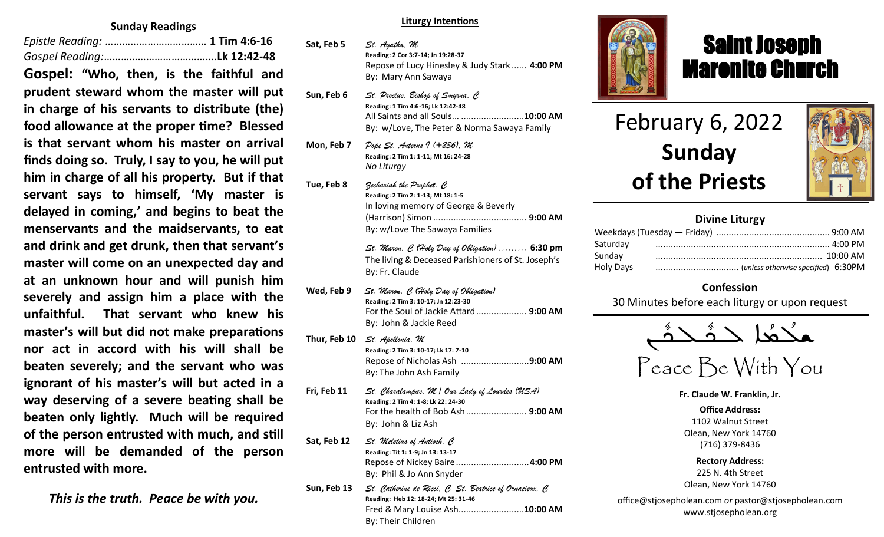## Sunday Readings

*Epistle Reading:* ……………………………… **1 Tim 4:6-16**
*Gospel Reading:*…………………………………**Lk 12:42-48**

**Gospel: "Who, then, is the faithful and prudent steward whom the master will put in charge of his servants to distribute (the) food allowance at the proper time? Blessed is that servant whom his master on arrival finds doing so. Truly, I say to you, he will put him in charge of all his property. But if that servant says to himself, 'My master is delayed in coming,' and begins to beat the menservants and the maidservants, to eat and drink and get drunk, then that servant's master will come on an unexpected day and at an unknown hour and will punish him severely and assign him a place with the unfaithful. That servant who knew his master's will but did not make preparations nor act in accord with his will shall be beaten severely; and the servant who was ignorant of his master's will but acted in a way deserving of a severe beating shall be beaten only lightly. Much will be required of the person entrusted with much, and still more will be demanded of the person entrusted with more.**

***This is the truth. Peace be with you.***

## Liturgy Intentions

**Sat, Feb 5** — *St. Agatha, M*
**Reading: 2 Cor 3:7-14; Jn 19:28-37**
Repose of Lucy Hinesley & Judy Stark ...... **4:00 PM**
By: Mary Ann Sawaya

**Sun, Feb 6** — *St. Proclus, Bishop of Smyrna, C*
**Reading: 1 Tim 4:6-16; Lk 12:42-48**
All Saints and all Souls... .........................**10:00 AM**
By: w/Love, The Peter & Norma Sawaya Family

**Mon, Feb 7** — *Pope St. Anterus I (+236), M*
**Reading: 2 Tim 1: 1-11; Mt 16: 24-28**
*No Liturgy*

**Tue, Feb 8** — *Zechariah the Prophet, C*
**Reading: 2 Tim 2: 1-13; Mt 18: 1-5**
In loving memory of George & Beverly (Harrison) Simon ..................................... **9:00 AM**
By: w/Love The Sawaya Families

*St. Maron, C (Holy Day of Obligation)* ......... **6:30 pm**
The living & Deceased Parishioners of St. Joseph's
By: Fr. Claude

**Wed, Feb 9** — *St. Maron, C (Holy Day of Obligation)*
**Reading: 2 Tim 3: 10-17; Jn 12:23-30**
For the Soul of Jackie Attard .................... **9:00 AM**
By: John & Jackie Reed

**Thur, Feb 10** — *St. Apollonia, M*
**Reading: 2 Tim 3: 10-17; Lk 17: 7-10**
Repose of Nicholas Ash ...........................**9:00 AM**
By: The John Ash Family

**Fri, Feb 11** — *St. Charalampus, M / Our Lady of Lourdes (USA)*
**Reading: 2 Tim 4: 1-8; Lk 22: 24-30**
For the health of Bob Ash ........................ **9:00 AM**
By: John & Liz Ash

**Sat, Feb 12** — *St. Meletius of Antioch, C*
**Reading: Tit 1: 1-9; Jn 13: 13-17**
Repose of Nickey Baire ............................**4:00 PM**
By: Phil & Jo Ann Snyder

**Sun, Feb 13** — *St. Catherine de Ricci, C St. Beatrice of Ornacieux, C*
**Reading: Heb 12: 18-24; Mt 25: 31-46**
Fred & Mary Louise Ash..........................**10:00 AM**
By: Their Children

# Saint Joseph Maronite Church

# February 6, 2022
# **Sunday of the Priests**

## Divine Liturgy

| | |
|---|---|
| Weekdays (Tuesday — Friday) | 9:00 AM |
| Saturday | 4:00 PM |
| Sunday | 10:00 AM |
| Holy Days | (*unless otherwise specified*) 6:30PM |

## Confession

30 Minutes before each liturgy or upon request

ܫܠܡܐ ܠܟܘܠܟܘܢ

Peace Be With You

**Fr. Claude W. Franklin, Jr.**

**Office Address:**
1102 Walnut Street
Olean, New York 14760
(716) 379-8436

**Rectory Address:**
225 N. 4th Street
Olean, New York 14760

office@stjosepholean.com *or* pastor@stjosepholean.com
www.stjosepholean.org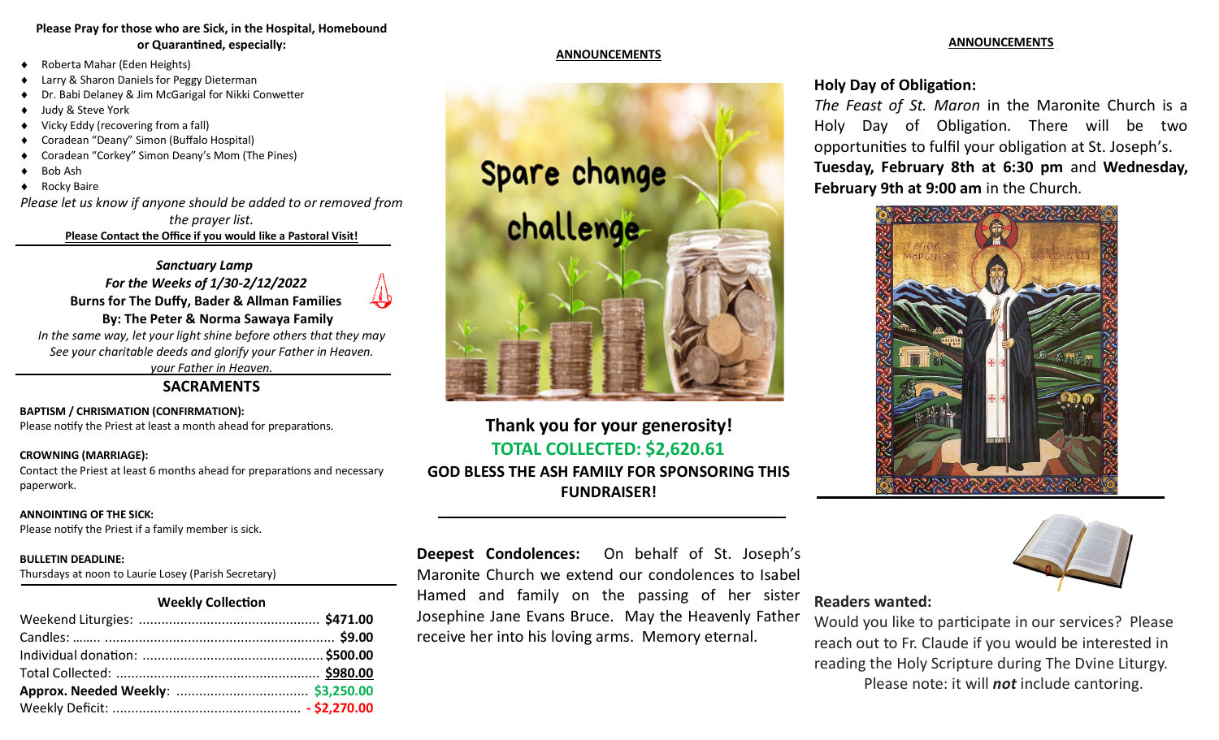**Please Pray for those who are Sick, in the Hospital, Homebound or Quarantined, especially:**

- Roberta Mahar (Eden Heights)
- Larry & Sharon Daniels for Peggy Dieterman
- Dr. Babi Delaney & Jim McGarigal for Nikki Conwetter
- Judy & Steve York
- Vicky Eddy (recovering from a fall)
- Coradean "Deany" Simon (Buffalo Hospital)
- Coradean "Corkey" Simon Deany's Mom (The Pines)
- Bob Ash
- Rocky Baire

*Please let us know if anyone should be added to or removed from the prayer list.*

**Please Contact the Office if you would like a Pastoral Visit!**

***Sanctuary Lamp***
***For the Weeks of 1/30-2/12/2022***
**Burns for The Duffy, Bader & Allman Families**
**By: The Peter & Norma Sawaya Family**

*In the same way, let your light shine before others that they may See your charitable deeds and glorify your Father in Heaven. your Father in Heaven.*

## SACRAMENTS

**BAPTISM / CHRISMATION (CONFIRMATION):**
Please notify the Priest at least a month ahead for preparations.

**CROWNING (MARRIAGE):**
Contact the Priest at least 6 months ahead for preparations and necessary paperwork.

**ANOINTING OF THE SICK:**
Please notify the Priest if a family member is sick.

**BULLETIN DEADLINE:**
Thursdays at noon to Laurie Losey (Parish Secretary)

**Weekly Collection**

| | |
|---|---|
| Weekend Liturgies: | **$471.00** |
| Candles: ……. | **$9.00** |
| Individual donation: | **$500.00** |
| Total Collected: | **$980.00** |
| **Approx. Needed Weekly**: | **$3,250.00** |
| Weekly Deficit: | **- $2,270.00** |

## ANNOUNCEMENTS

Spare change challenge

**Thank you for your generosity!**
**TOTAL COLLECTED: $2,620.61**
**GOD BLESS THE ASH FAMILY FOR SPONSORING THIS FUNDRAISER!**

**Deepest Condolences:** On behalf of St. Joseph's Maronite Church we extend our condolences to Isabel Hamed and family on the passing of her sister Josephine Jane Evans Bruce. May the Heavenly Father receive her into his loving arms. Memory eternal.

## ANNOUNCEMENTS

**Holy Day of Obligation:**
*The Feast of St. Maron* in the Maronite Church is a Holy Day of Obligation. There will be two opportunities to fulfil your obligation at St. Joseph's. **Tuesday, February 8th at 6:30 pm** and **Wednesday, February 9th at 9:00 am** in the Church.

**Readers wanted:**
Would you like to participate in our services? Please reach out to Fr. Claude if you would be interested in reading the Holy Scripture during The Dvine Liturgy.
Please note: it will ***not*** include cantoring.